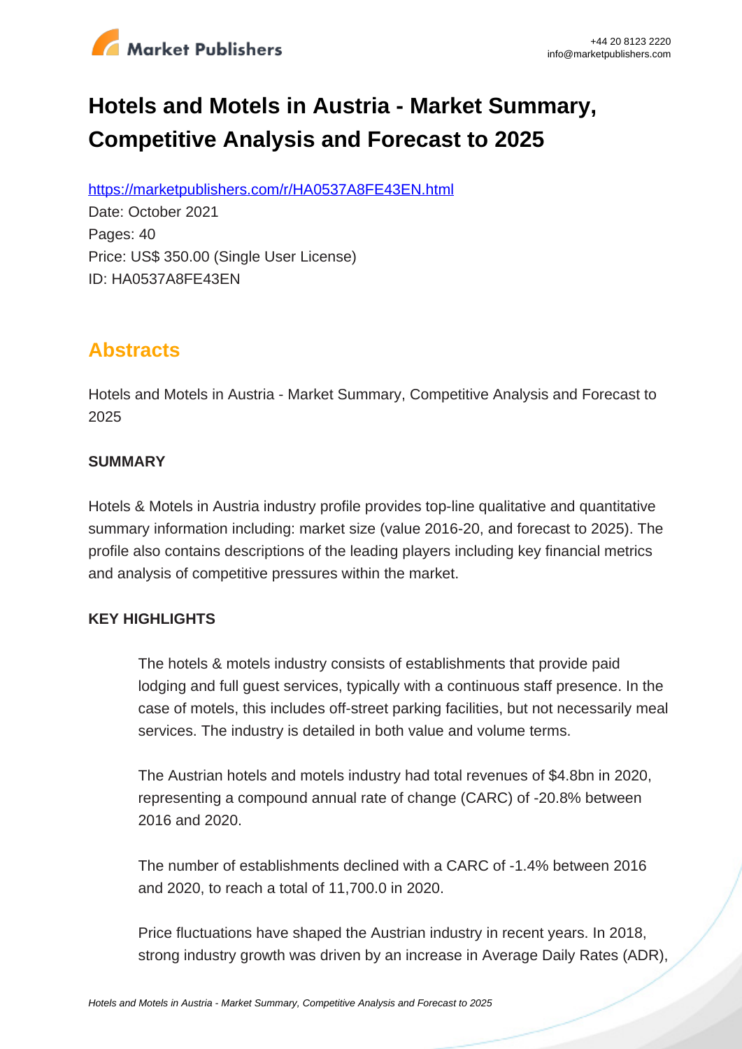# Hotels and Motels in Austria - Market Summary, Competitive Analysis and Forecast to 2025

https://marketpublishers.com/r/HA0537A8FE43EN.html

Date: October 2021

Pages: 40

Price: US$ 350.00 (Single User License)

ID: HA0537A8FE43EN

## Abstracts

Hotels and Motels in Austria - Market Summary, Competitive Analysis and Forecast to 2025

**SUMMARY**

Hotels & Motels in Austria industry profile provides top-line qualitative and quantitative summary information including: market size (value 2016-20, and forecast to 2025). The profile also contains descriptions of the leading players including key financial metrics and analysis of competitive pressures within the market.

**KEY HIGHLIGHTS**

The hotels & motels industry consists of establishments that provide paid lodging and full guest services, typically with a continuous staff presence. In the case of motels, this includes off-street parking facilities, but not necessarily meal services. The industry is detailed in both value and volume terms.

The Austrian hotels and motels industry had total revenues of $4.8bn in 2020, representing a compound annual rate of change (CARC) of -20.8% between 2016 and 2020.

The number of establishments declined with a CARC of -1.4% between 2016 and 2020, to reach a total of 11,700.0 in 2020.

Price fluctuations have shaped the Austrian industry in recent years. In 2018, strong industry growth was driven by an increase in Average Daily Rates (ADR),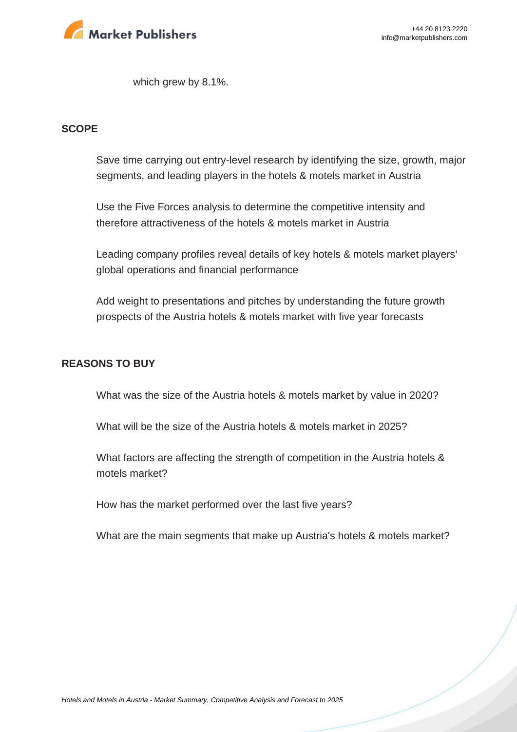which grew by 8.1%.

## SCOPE

- Save time carrying out entry-level research by identifying the size, growth, major segments, and leading players in the hotels & motels market in Austria
- Use the Five Forces analysis to determine the competitive intensity and therefore attractiveness of the hotels & motels market in Austria
- Leading company profiles reveal details of key hotels & motels market players' global operations and financial performance
- Add weight to presentations and pitches by understanding the future growth prospects of the Austria hotels & motels market with five year forecasts

## REASONS TO BUY

- What was the size of the Austria hotels & motels market by value in 2020?
- What will be the size of the Austria hotels & motels market in 2025?
- What factors are affecting the strength of competition in the Austria hotels & motels market?
- How has the market performed over the last five years?
- What are the main segments that make up Austria's hotels & motels market?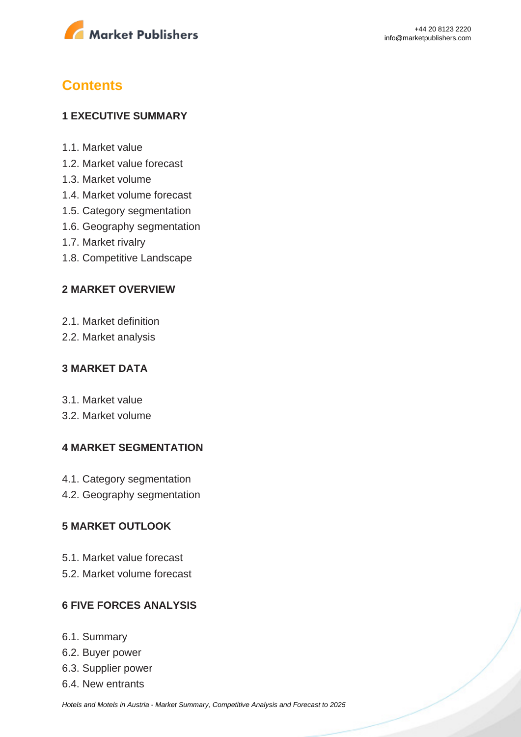# Contents

## 1 EXECUTIVE SUMMARY

1.1. Market value
1.2. Market value forecast
1.3. Market volume
1.4. Market volume forecast
1.5. Category segmentation
1.6. Geography segmentation
1.7. Market rivalry
1.8. Competitive Landscape

## 2 MARKET OVERVIEW

2.1. Market definition
2.2. Market analysis

## 3 MARKET DATA

3.1. Market value
3.2. Market volume

## 4 MARKET SEGMENTATION

4.1. Category segmentation
4.2. Geography segmentation

## 5 MARKET OUTLOOK

5.1. Market value forecast
5.2. Market volume forecast

## 6 FIVE FORCES ANALYSIS

6.1. Summary
6.2. Buyer power
6.3. Supplier power
6.4. New entrants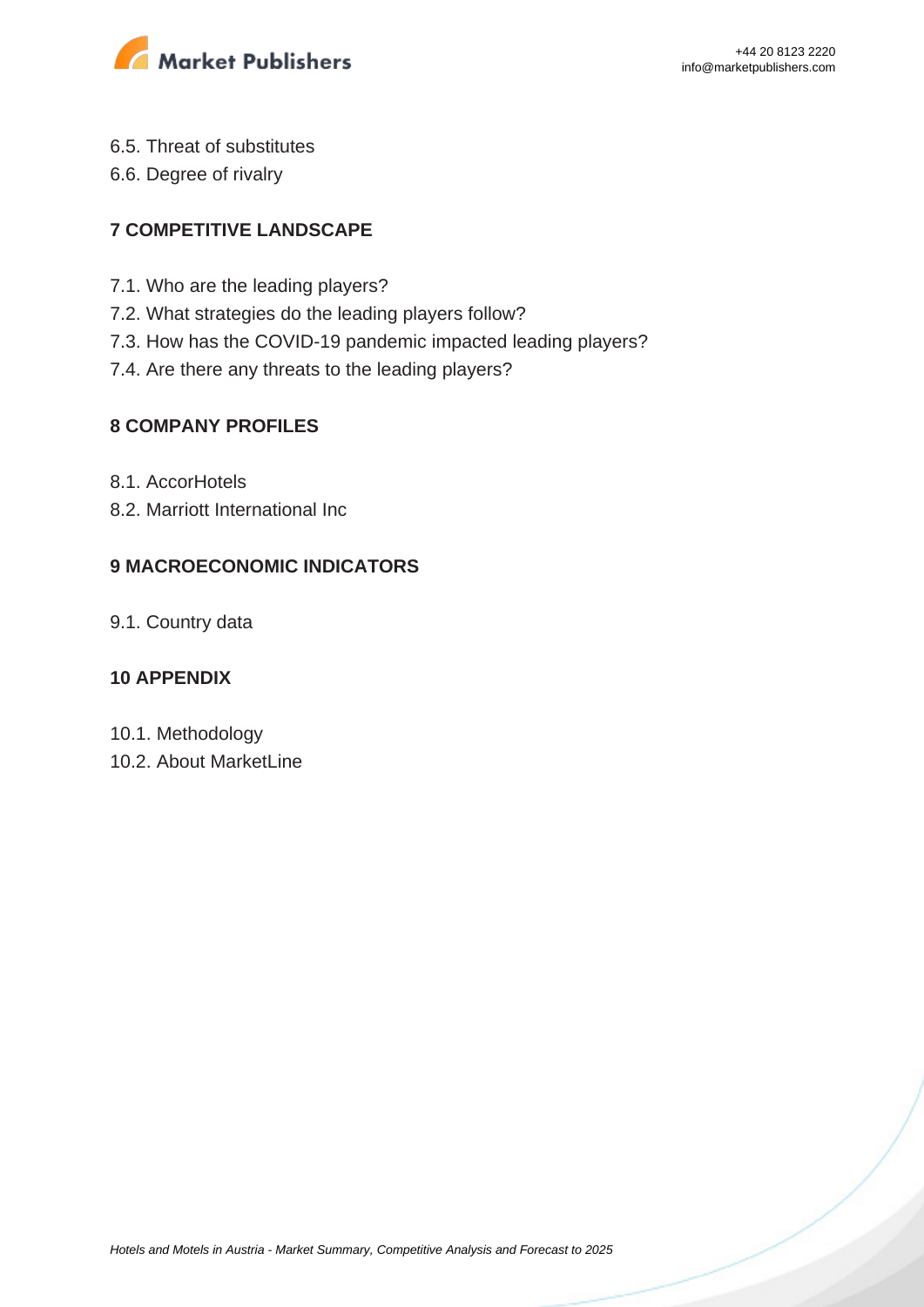6.5. Threat of substitutes

6.6. Degree of rivalry

## 7 COMPETITIVE LANDSCAPE

7.1. Who are the leading players?

7.2. What strategies do the leading players follow?

7.3. How has the COVID-19 pandemic impacted leading players?

7.4. Are there any threats to the leading players?

## 8 COMPANY PROFILES

8.1. AccorHotels

8.2. Marriott International Inc

## 9 MACROECONOMIC INDICATORS

9.1. Country data

## 10 APPENDIX

10.1. Methodology

10.2. About MarketLine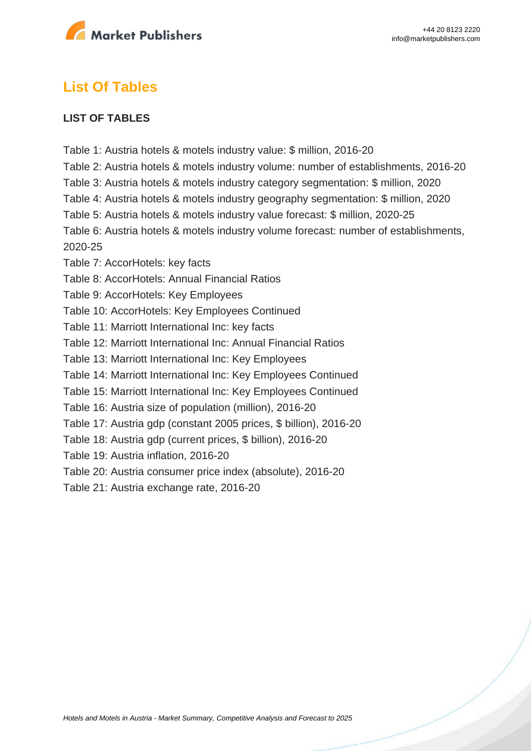## List Of Tables

### LIST OF TABLES

Table 1: Austria hotels & motels industry value: $ million, 2016-20
Table 2: Austria hotels & motels industry volume: number of establishments, 2016-20
Table 3: Austria hotels & motels industry category segmentation: $ million, 2020
Table 4: Austria hotels & motels industry geography segmentation: $ million, 2020
Table 5: Austria hotels & motels industry value forecast: $ million, 2020-25
Table 6: Austria hotels & motels industry volume forecast: number of establishments, 2020-25
Table 7: AccorHotels: key facts
Table 8: AccorHotels: Annual Financial Ratios
Table 9: AccorHotels: Key Employees
Table 10: AccorHotels: Key Employees Continued
Table 11: Marriott International Inc: key facts
Table 12: Marriott International Inc: Annual Financial Ratios
Table 13: Marriott International Inc: Key Employees
Table 14: Marriott International Inc: Key Employees Continued
Table 15: Marriott International Inc: Key Employees Continued
Table 16: Austria size of population (million), 2016-20
Table 17: Austria gdp (constant 2005 prices, $ billion), 2016-20
Table 18: Austria gdp (current prices, $ billion), 2016-20
Table 19: Austria inflation, 2016-20
Table 20: Austria consumer price index (absolute), 2016-20
Table 21: Austria exchange rate, 2016-20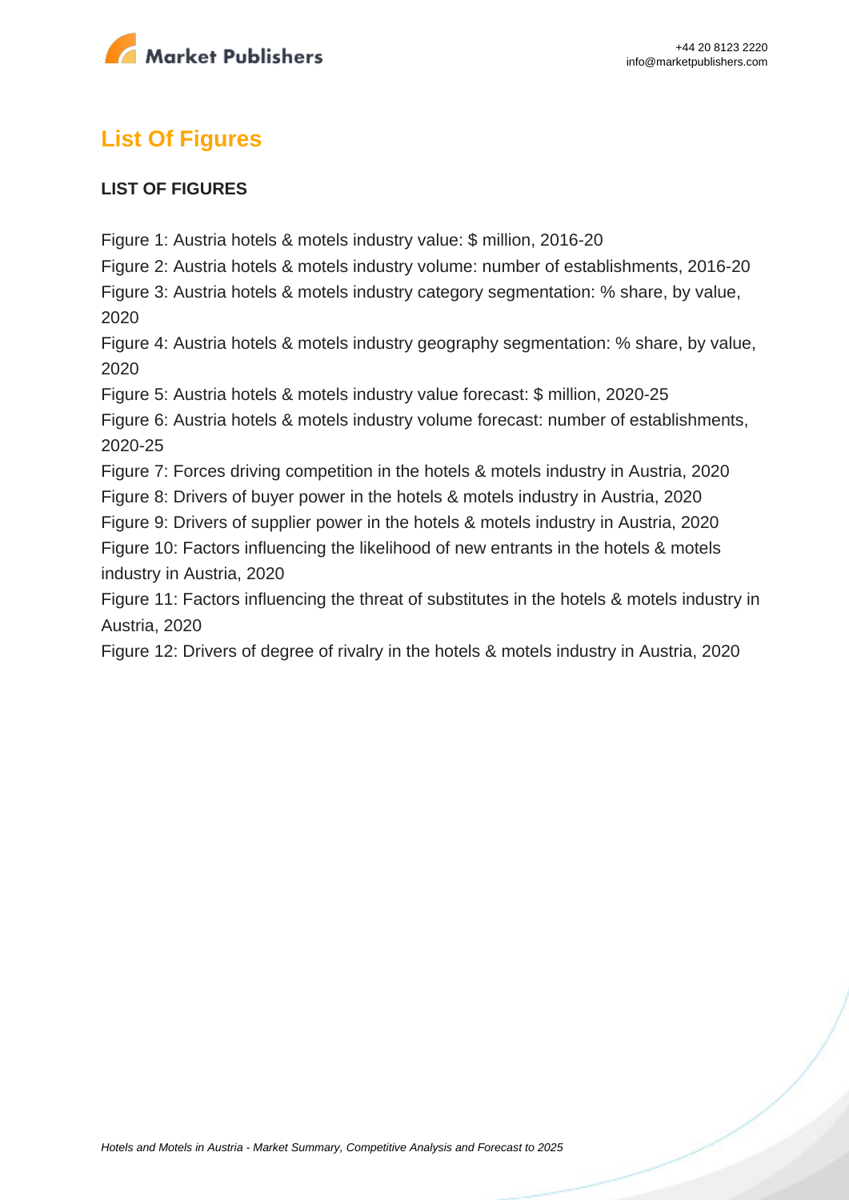## List Of Figures

**LIST OF FIGURES**

Figure 1: Austria hotels & motels industry value: $ million, 2016-20
Figure 2: Austria hotels & motels industry volume: number of establishments, 2016-20
Figure 3: Austria hotels & motels industry category segmentation: % share, by value, 2020
Figure 4: Austria hotels & motels industry geography segmentation: % share, by value, 2020
Figure 5: Austria hotels & motels industry value forecast: $ million, 2020-25
Figure 6: Austria hotels & motels industry volume forecast: number of establishments, 2020-25
Figure 7: Forces driving competition in the hotels & motels industry in Austria, 2020
Figure 8: Drivers of buyer power in the hotels & motels industry in Austria, 2020
Figure 9: Drivers of supplier power in the hotels & motels industry in Austria, 2020
Figure 10: Factors influencing the likelihood of new entrants in the hotels & motels industry in Austria, 2020
Figure 11: Factors influencing the threat of substitutes in the hotels & motels industry in Austria, 2020
Figure 12: Drivers of degree of rivalry in the hotels & motels industry in Austria, 2020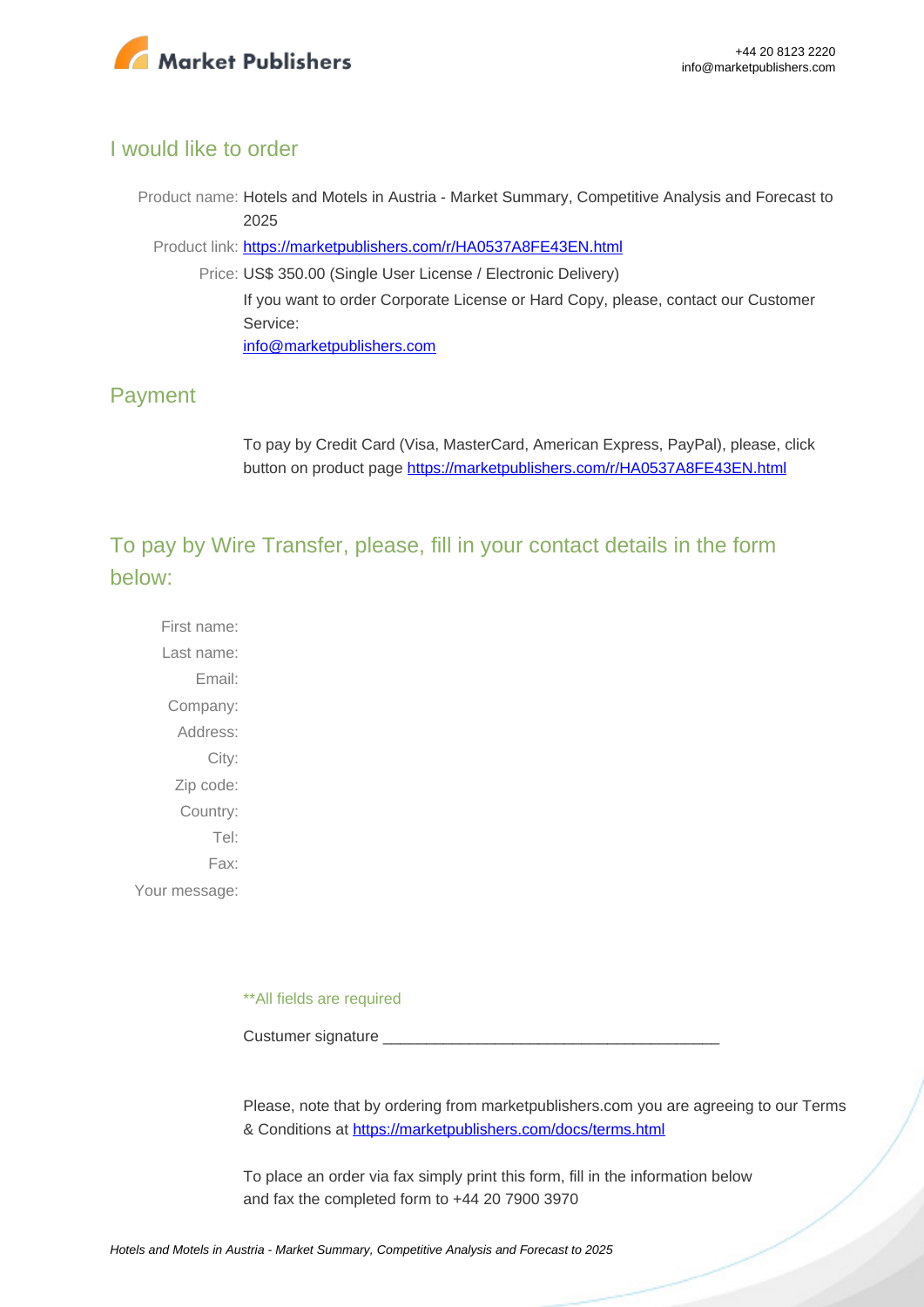## I would like to order

Product name: Hotels and Motels in Austria - Market Summary, Competitive Analysis and Forecast to 2025

Product link: https://marketpublishers.com/r/HA0537A8FE43EN.html

Price: US$ 350.00 (Single User License / Electronic Delivery)

If you want to order Corporate License or Hard Copy, please, contact our Customer Service:

info@marketpublishers.com

## Payment

To pay by Credit Card (Visa, MasterCard, American Express, PayPal), please, click button on product page https://marketpublishers.com/r/HA0537A8FE43EN.html

## To pay by Wire Transfer, please, fill in your contact details in the form below:

First name:

Last name:

Email:

Company:

Address:

City:

Zip code:

Country:

Tel:

Fax:

Your message:

**All fields are required

Custumer signature _______________________________________

Please, note that by ordering from marketpublishers.com you are agreeing to our Terms & Conditions at https://marketpublishers.com/docs/terms.html

To place an order via fax simply print this form, fill in the information below and fax the completed form to +44 20 7900 3970